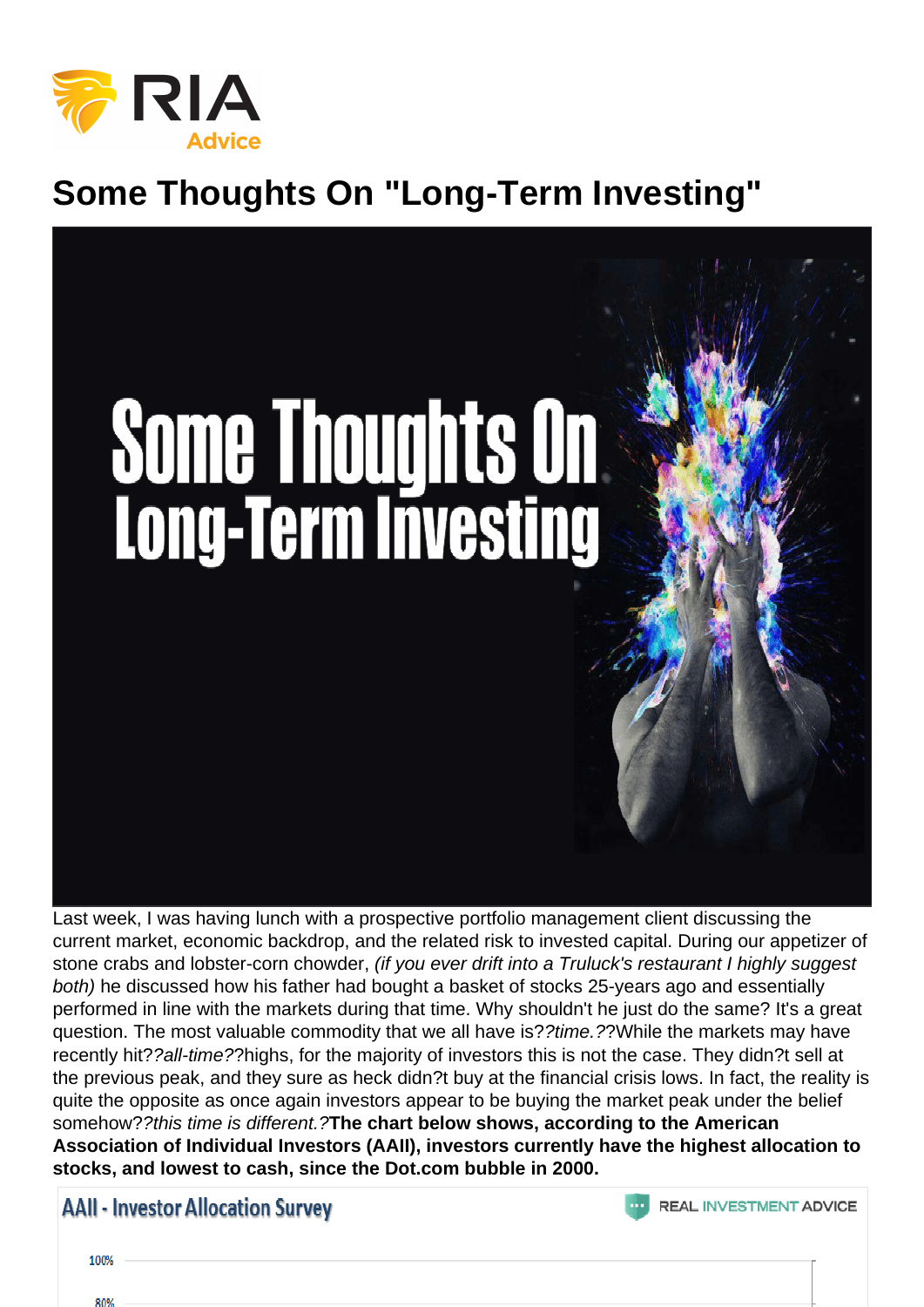# Some Thoughts On "Long-Term Investing"

Last week, I was having lunch with a prospective portfolio management client discussing the current market, economic backdrop, and the related risk to invested capital. During our appetizer of stone crabs and lobster-corn chowder, *(if you ever drift into a Truluck's restaurant I highly suggest both)* he discussed how his father had bought a basket of stocks 25-years ago and essentially performed in line with the markets during that time. Why shouldn't he just do the same? It's a great question. The most valuable commodity that we all have is??*time.*??While the markets may have recently hit??*all-time*??highs, for the majority of investors this is not the case. They didn?t sell at the previous peak, and they sure as heck didn?t buy at the financial crisis lows. In fact, the reality is quite the opposite as once again investors appear to be buying the market peak under the belief somehow??*this time is different.*?**The chart below shows, according to the American Association of Individual Investors (AAII), investors currently have the highest allocation to stocks, and lowest to cash, since the Dot.com bubble in 2000.**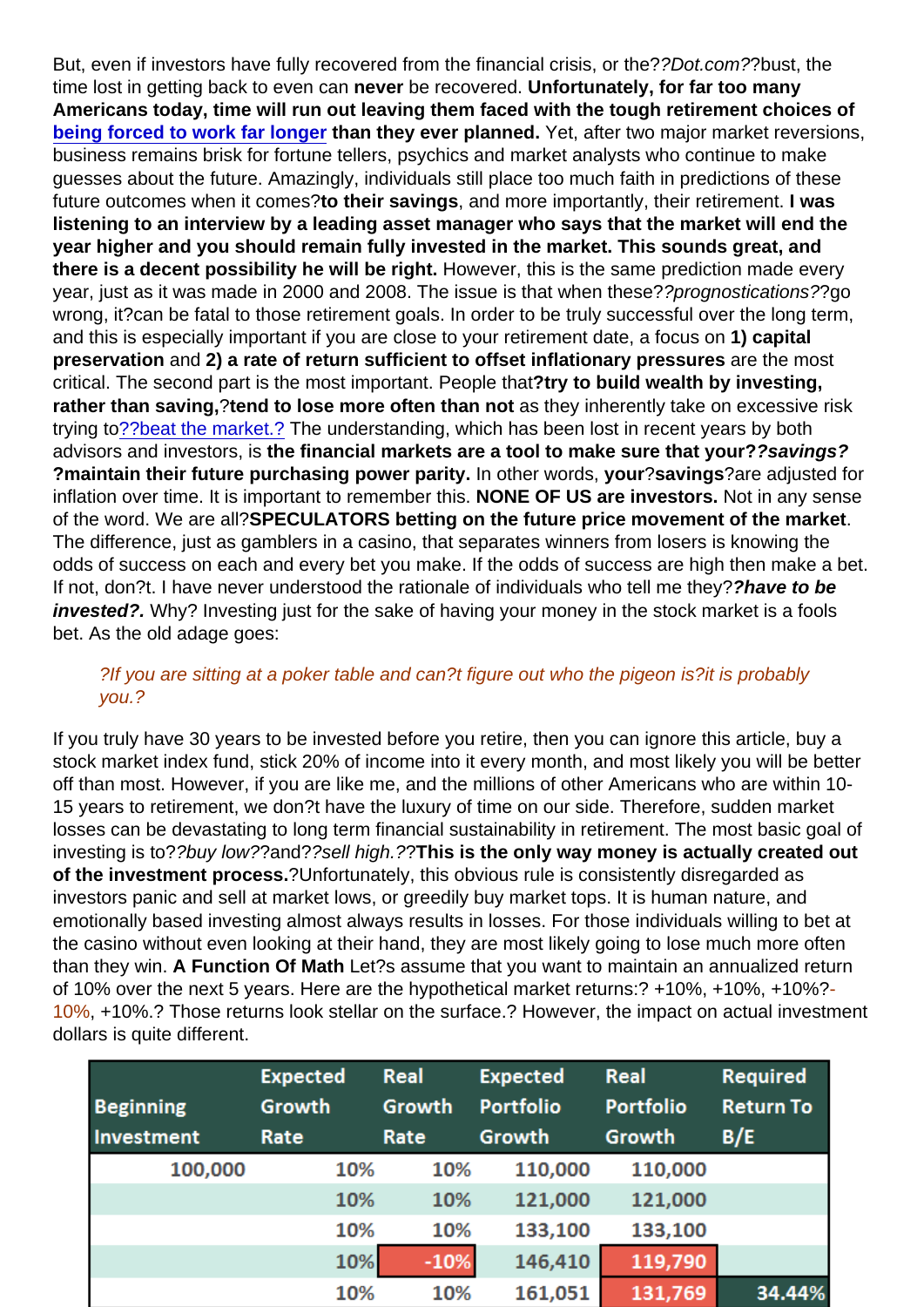But, even if investors have fully recovered from the financial crisis, or the??*Dot.com*??bust, the time lost in getting back to even can **never** be recovered. **Unfortunately, for far too many Americans today, time will run out leaving them faced with the tough retirement choices of [being forced to work far longer](#) than they ever planned.** Yet, after two major market reversions, business remains brisk for fortune tellers, psychics and market analysts who continue to make guesses about the future. Amazingly, individuals still place too much faith in predictions of these future outcomes when it comes?**to their savings**, and more importantly, their retirement. **I was listening to an interview by a leading asset manager who says that the market will end the year higher and you should remain fully invested in the market. This sounds great, and there is a decent possibility he will be right.** However, this is the same prediction made every year, just as it was made in 2000 and 2008. The issue is that when these??*prognostications*??go wrong, it?can be fatal to those retirement goals. In order to be truly successful over the long term, and this is especially important if you are close to your retirement date, a focus on **1) capital preservation** and **2) a rate of return sufficient to offset inflationary pressures** are the most critical. The second part is the most important. People that?**try to build wealth by investing, rather than saving,**?**tend to lose more often than not** as they inherently take on excessive risk trying to[??beat the market.?](#) The understanding, which has been lost in recent years by both advisors and investors, is **the financial markets are a tool to make sure that your??*savings?* ?maintain their future purchasing power parity.** In other words, **your**?**savings**?are adjusted for inflation over time. It is important to remember this. **NONE OF US are investors.** Not in any sense of the word. We are all?**SPECULATORS betting on the future price movement of the market**. The difference, just as gamblers in a casino, that separates winners from losers is knowing the odds of success on each and every bet you make. If the odds of success are high then make a bet. If not, don?t. I have never understood the rationale of individuals who tell me they?***?have to be invested?.*** Why? Investing just for the sake of having your money in the stock market is a fools bet. As the old adage goes:

> *?If you are sitting at a poker table and can?t figure out who the pigeon is?it is probably you.?*

If you truly have 30 years to be invested before you retire, then you can ignore this article, buy a stock market index fund, stick 20% of income into it every month, and most likely you will be better off than most. However, if you are like me, and the millions of other Americans who are within 10-15 years to retirement, we don?t have the luxury of time on our side. Therefore, sudden market losses can be devastating to long term financial sustainability in retirement. The most basic goal of investing is to??*buy low*??and??*sell high.*??**This is the only way money is actually created out of the investment process.**?Unfortunately, this obvious rule is consistently disregarded as investors panic and sell at market lows, or greedily buy market tops. It is human nature, and emotionally based investing almost always results in losses. For those individuals willing to bet at the casino without even looking at their hand, they are most likely going to lose much more often than they win. **A Function Of Math** Let?s assume that you want to maintain an annualized return of 10% over the next 5 years. Here are the hypothetical market returns:? +10%, +10%, +10%?-10%, +10%.? Those returns look stellar on the surface.? However, the impact on actual investment dollars is quite different.

| Beginning Investment | Expected Growth Rate | Real Growth Rate | Expected Portfolio Growth | Real Portfolio Growth | Required Return To B/E |
|---|---|---|---|---|---|
| 100,000 | 10% | 10% | 110,000 | 110,000 | |
| | 10% | 10% | 121,000 | 121,000 | |
| | 10% | 10% | 133,100 | 133,100 | |
| | 10% | -10% | 146,410 | 119,790 | |
| | 10% | 10% | 161,051 | 131,769 | 34.44% |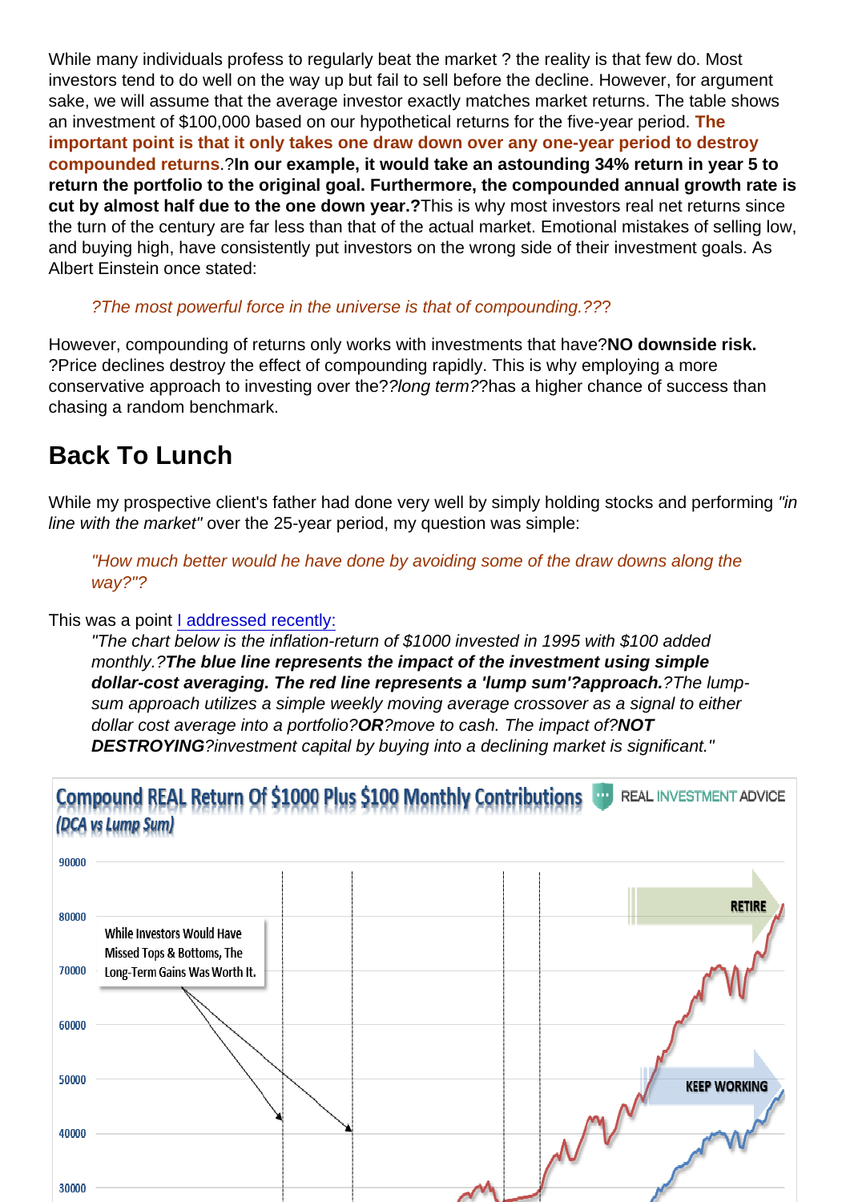While many individuals profess to regularly beat the market ? the reality is that few do. Most investors tend to do well on the way up but fail to sell before the decline. However, for argument sake, we will assume that the average investor exactly matches market returns. The table shows an investment of $100,000 based on our hypothetical returns for the five-year period. **The important point is that it only takes one draw down over any one-year period to destroy compounded returns**.?**In our example, it would take an astounding 34% return in year 5 to return the portfolio to the original goal. Furthermore, the compounded annual growth rate is cut by almost half due to the one down year.?**This is why most investors real net returns since the turn of the century are far less than that of the actual market. Emotional mistakes of selling low, and buying high, have consistently put investors on the wrong side of their investment goals. As Albert Einstein once stated:

> *?The most powerful force in the universe is that of compounding.???*

However, compounding of returns only works with investments that have?**NO downside risk.** ?Price declines destroy the effect of compounding rapidly. This is why employing a more conservative approach to investing over the??*long term*??has a higher chance of success than chasing a random benchmark.

## Back To Lunch

While my prospective client's father had done very well by simply holding stocks and performing *"in line with the market"* over the 25-year period, my question was simple:

> *"How much better would he have done by avoiding some of the draw downs along the way?"?*

This was a point I addressed recently:

> *"The chart below is the inflation-return of $1000 invested in 1995 with $100 added monthly.?**The blue line represents the impact of the investment using simple dollar-cost averaging. The red line represents a 'lump sum'?approach.**?The lump-sum approach utilizes a simple weekly moving average crossover as a signal to either dollar cost average into a portfolio?**OR**?move to cash. The impact of?**NOT DESTROYING**?investment capital by buying into a declining market is significant."*

Compound REAL Return Of $1000 Plus $100 Monthly Contributions (DCA vs Lump Sum)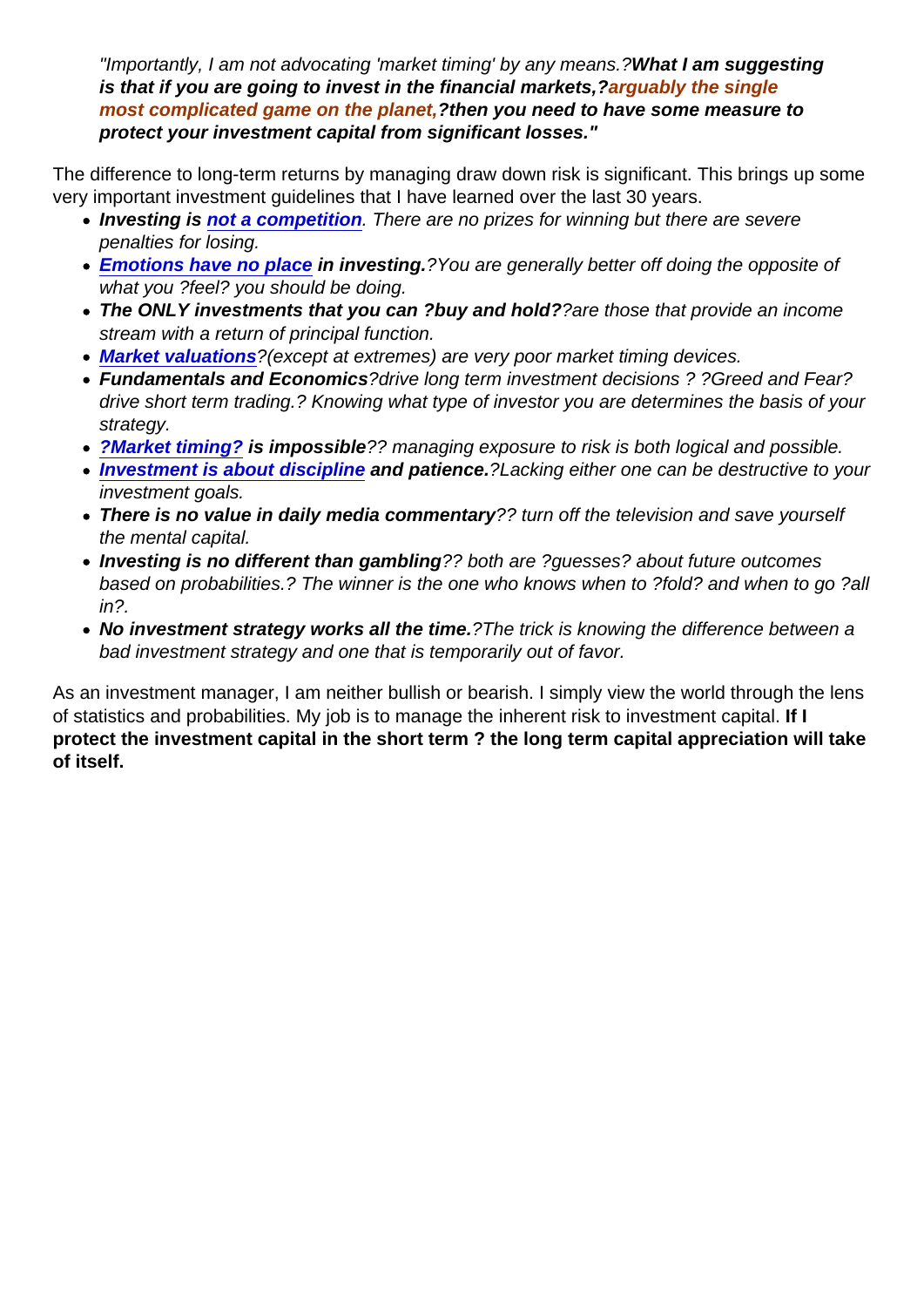*"Importantly, I am not advocating 'market timing' by any means.?**What I am suggesting is that if you are going to invest in the financial markets,?arguably the single most complicated game on the planet,?then you need to have some measure to protect your investment capital from significant losses."***

The difference to long-term returns by managing draw down risk is significant. This brings up some very important investment guidelines that I have learned over the last 30 years.

- ***Investing is not a competition**. There are no prizes for winning but there are severe penalties for losing.*
- ***Emotions have no place in investing.**?You are generally better off doing the opposite of what you ?feel? you should be doing.*
- ***The ONLY investments that you can ?buy and hold??**are those that provide an income stream with a return of principal function.*
- ***Market valuations**?(except at extremes) are very poor market timing devices.*
- ***Fundamentals and Economics**?drive long term investment decisions ? ?Greed and Fear? drive short term trading.? Knowing what type of investor you are determines the basis of your strategy.*
- ***?Market timing? is impossible**?? managing exposure to risk is both logical and possible.*
- ***Investment is about discipline and patience.**?Lacking either one can be destructive to your investment goals.*
- ***There is no value in daily media commentary**?? turn off the television and save yourself the mental capital.*
- ***Investing is no different than gambling**?? both are ?guesses? about future outcomes based on probabilities.? The winner is the one who knows when to ?fold? and when to go ?all in?.*
- ***No investment strategy works all the time.**?The trick is knowing the difference between a bad investment strategy and one that is temporarily out of favor.*

As an investment manager, I am neither bullish or bearish. I simply view the world through the lens of statistics and probabilities. My job is to manage the inherent risk to investment capital. **If I protect the investment capital in the short term ? the long term capital appreciation will take of itself.**